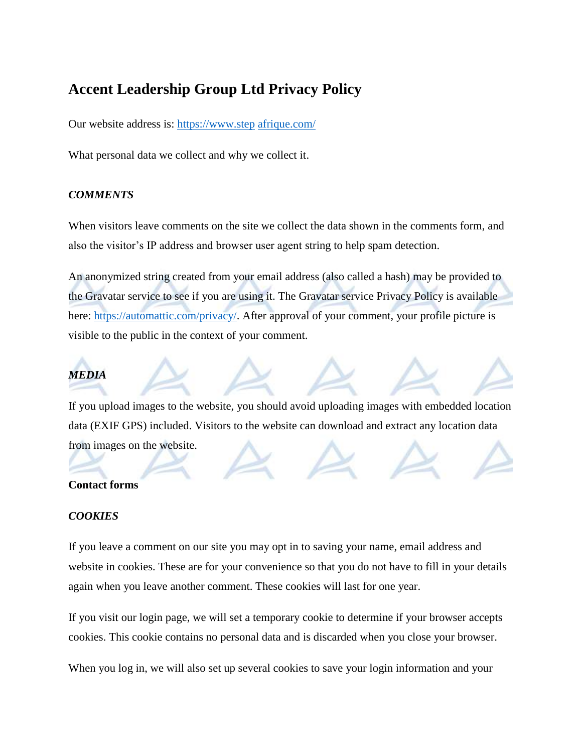# Accent Leadership Group Ltd Privacy Policy

Our website address is: https://www.step afrique.com/

What personal data we collect and why we collect it.

***COMMENTS***

When visitors leave comments on the site we collect the data shown in the comments form, and also the visitor's IP address and browser user agent string to help spam detection.

An anonymized string created from your email address (also called a hash) may be provided to the Gravatar service to see if you are using it. The Gravatar service Privacy Policy is available here: https://automattic.com/privacy/. After approval of your comment, your profile picture is visible to the public in the context of your comment.

***MEDIA***

If you upload images to the website, you should avoid uploading images with embedded location data (EXIF GPS) included. Visitors to the website can download and extract any location data from images on the website.

**Contact forms**

***COOKIES***

If you leave a comment on our site you may opt in to saving your name, email address and website in cookies. These are for your convenience so that you do not have to fill in your details again when you leave another comment. These cookies will last for one year.

If you visit our login page, we will set a temporary cookie to determine if your browser accepts cookies. This cookie contains no personal data and is discarded when you close your browser.

When you log in, we will also set up several cookies to save your login information and your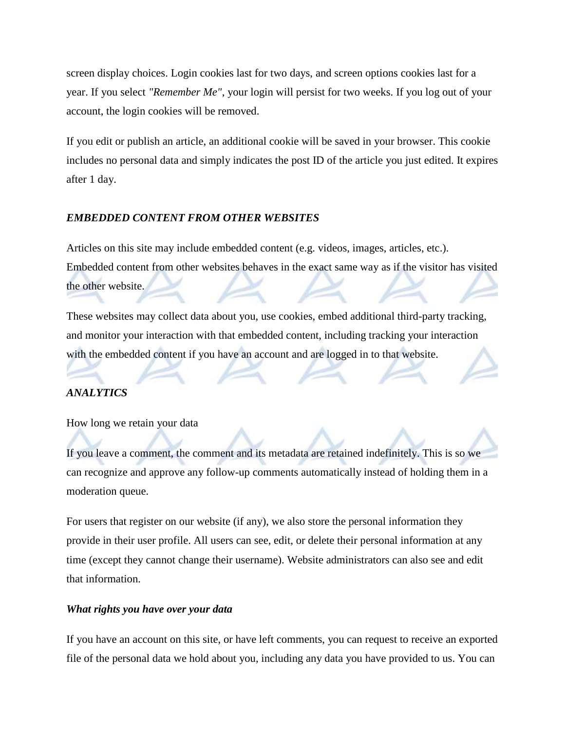screen display choices. Login cookies last for two days, and screen options cookies last for a year. If you select *"Remember Me"*, your login will persist for two weeks. If you log out of your account, the login cookies will be removed.

If you edit or publish an article, an additional cookie will be saved in your browser. This cookie includes no personal data and simply indicates the post ID of the article you just edited. It expires after 1 day.

***EMBEDDED CONTENT FROM OTHER WEBSITES***

Articles on this site may include embedded content (e.g. videos, images, articles, etc.). Embedded content from other websites behaves in the exact same way as if the visitor has visited the other website.

These websites may collect data about you, use cookies, embed additional third-party tracking, and monitor your interaction with that embedded content, including tracking your interaction with the embedded content if you have an account and are logged in to that website.

***ANALYTICS***

How long we retain your data

If you leave a comment, the comment and its metadata are retained indefinitely. This is so we can recognize and approve any follow-up comments automatically instead of holding them in a moderation queue.

For users that register on our website (if any), we also store the personal information they provide in their user profile. All users can see, edit, or delete their personal information at any time (except they cannot change their username). Website administrators can also see and edit that information.

***What rights you have over your data***

If you have an account on this site, or have left comments, you can request to receive an exported file of the personal data we hold about you, including any data you have provided to us. You can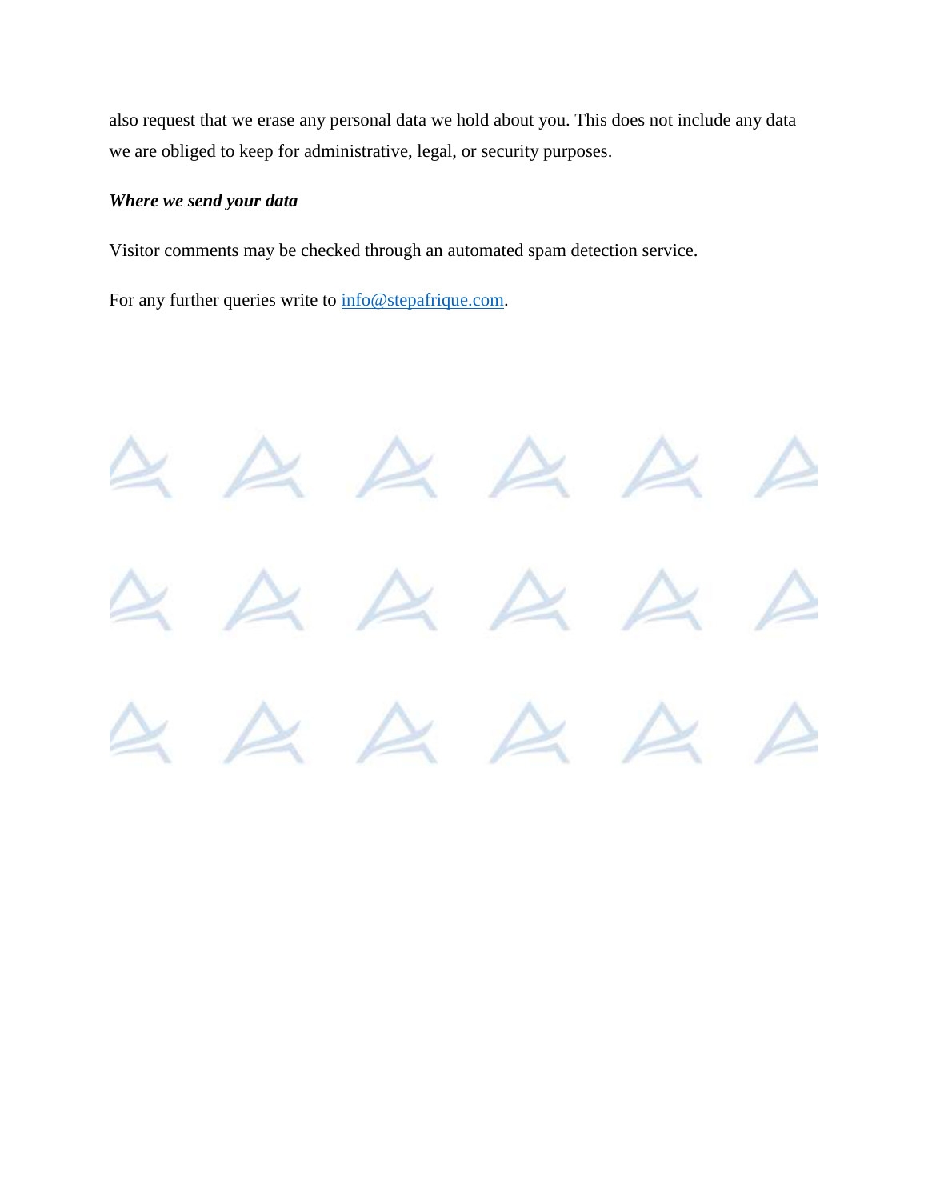also request that we erase any personal data we hold about you. This does not include any data we are obliged to keep for administrative, legal, or security purposes.

***Where we send your data***

Visitor comments may be checked through an automated spam detection service.

For any further queries write to info@stepafrique.com.